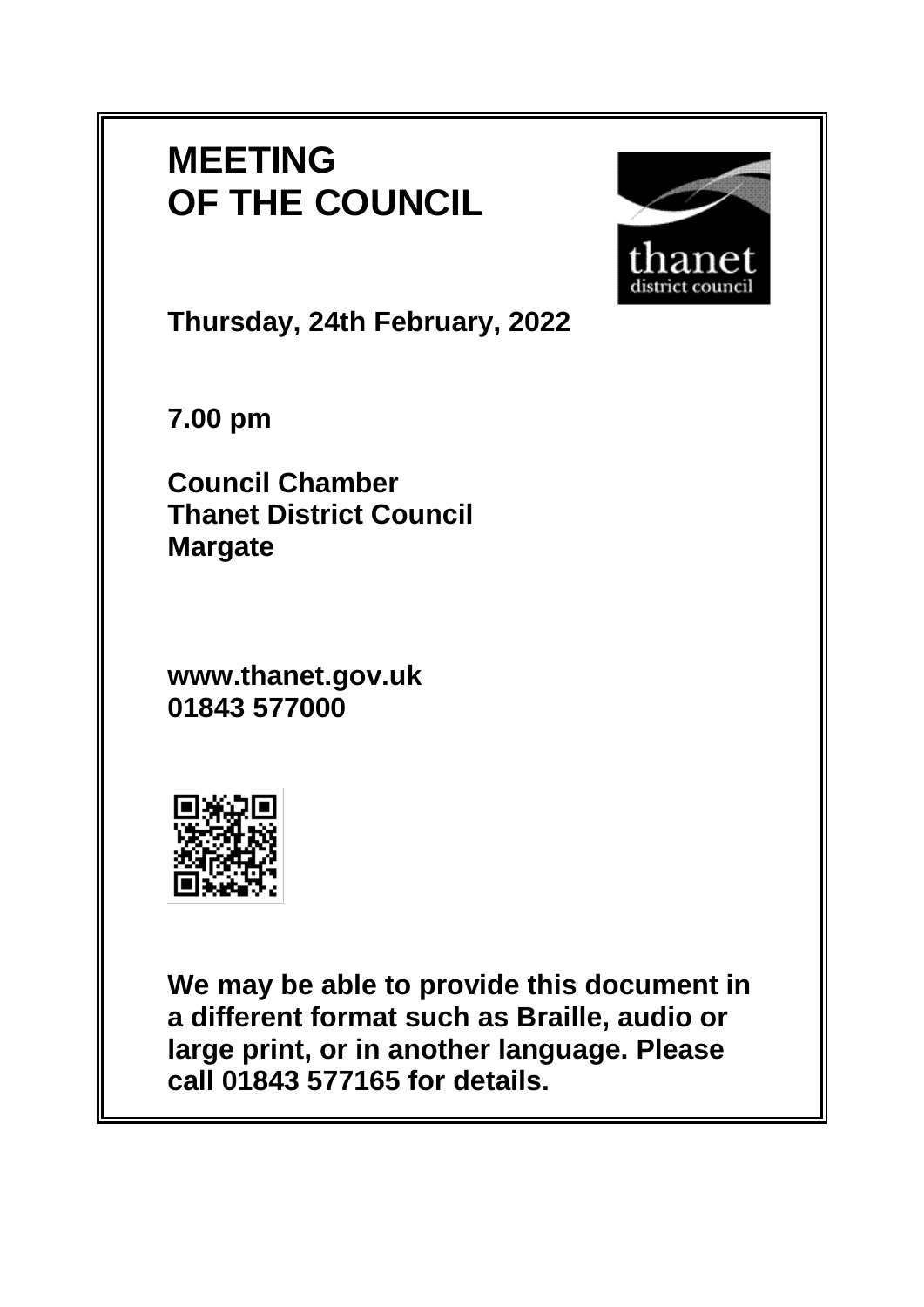# MEETING OF THE COUNCIL

**Thursday, 24th February, 2022**

**7.00 pm**

**Council Chamber**
**Thanet District Council**
**Margate**

**www.thanet.gov.uk**
**01843 577000**

**We may be able to provide this document in a different format such as Braille, audio or large print, or in another language. Please call 01843 577165 for details.**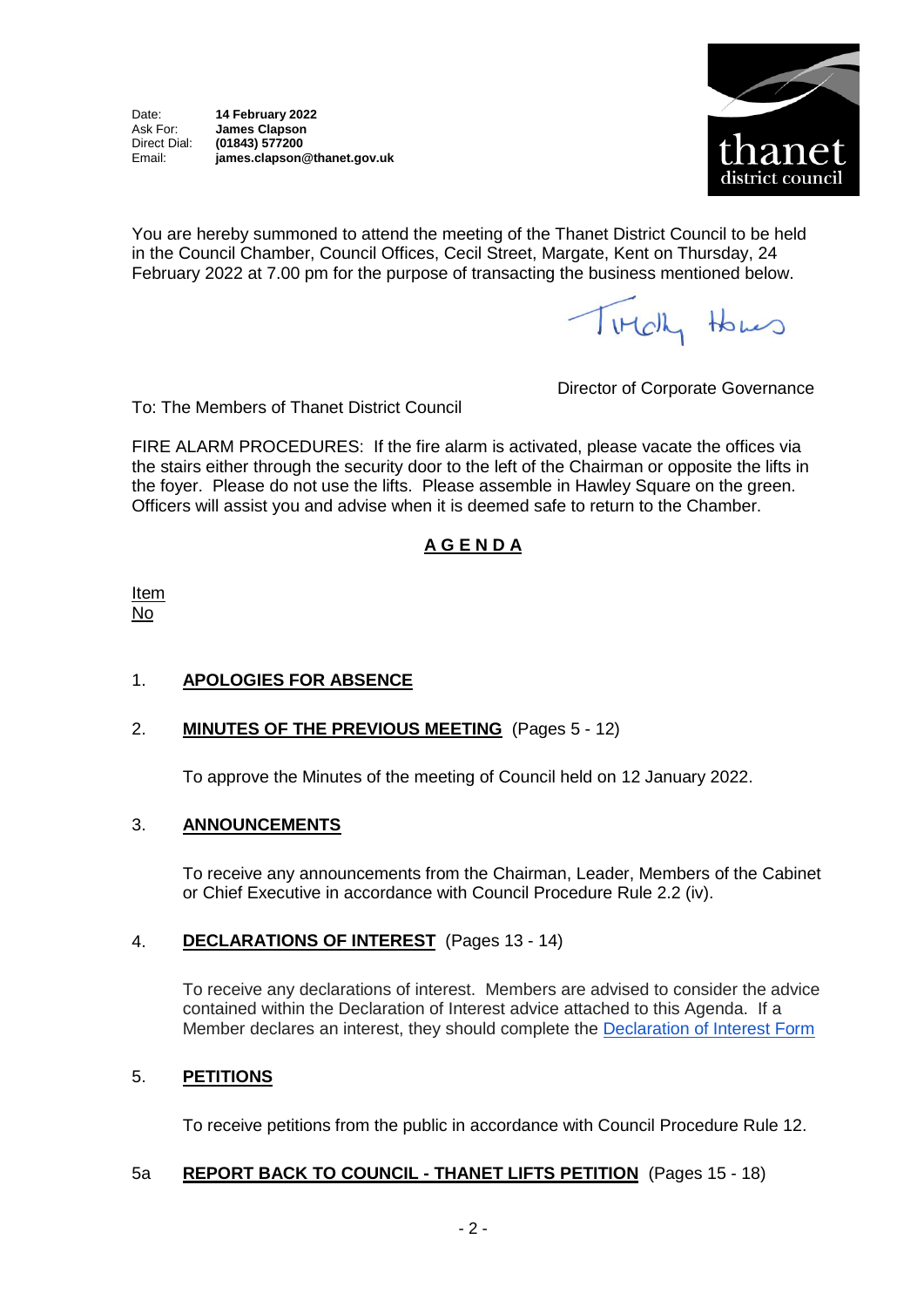Date: **14 February 2022**
Ask For: **James Clapson**
Direct Dial: **(01843) 577200**
Email: **james.clapson@thanet.gov.uk**

thanet
district council

You are hereby summoned to attend the meeting of the Thanet District Council to be held in the Council Chamber, Council Offices, Cecil Street, Margate, Kent on Thursday, 24 February 2022 at 7.00 pm for the purpose of transacting the business mentioned below.

Director of Corporate Governance

To: The Members of Thanet District Council

FIRE ALARM PROCEDURES: If the fire alarm is activated, please vacate the offices via the stairs either through the security door to the left of the Chairman or opposite the lifts in the foyer. Please do not use the lifts. Please assemble in Hawley Square on the green. Officers will assist you and advise when it is deemed safe to return to the Chamber.

## A G E N D A

Item No

1. **APOLOGIES FOR ABSENCE**

2. **MINUTES OF THE PREVIOUS MEETING** (Pages 5 - 12)

   To approve the Minutes of the meeting of Council held on 12 January 2022.

3. **ANNOUNCEMENTS**

   To receive any announcements from the Chairman, Leader, Members of the Cabinet or Chief Executive in accordance with Council Procedure Rule 2.2 (iv).

4. **DECLARATIONS OF INTEREST** (Pages 13 - 14)

   To receive any declarations of interest. Members are advised to consider the advice contained within the Declaration of Interest advice attached to this Agenda. If a Member declares an interest, they should complete the Declaration of Interest Form

5. **PETITIONS**

   To receive petitions from the public in accordance with Council Procedure Rule 12.

5a **REPORT BACK TO COUNCIL - THANET LIFTS PETITION** (Pages 15 - 18)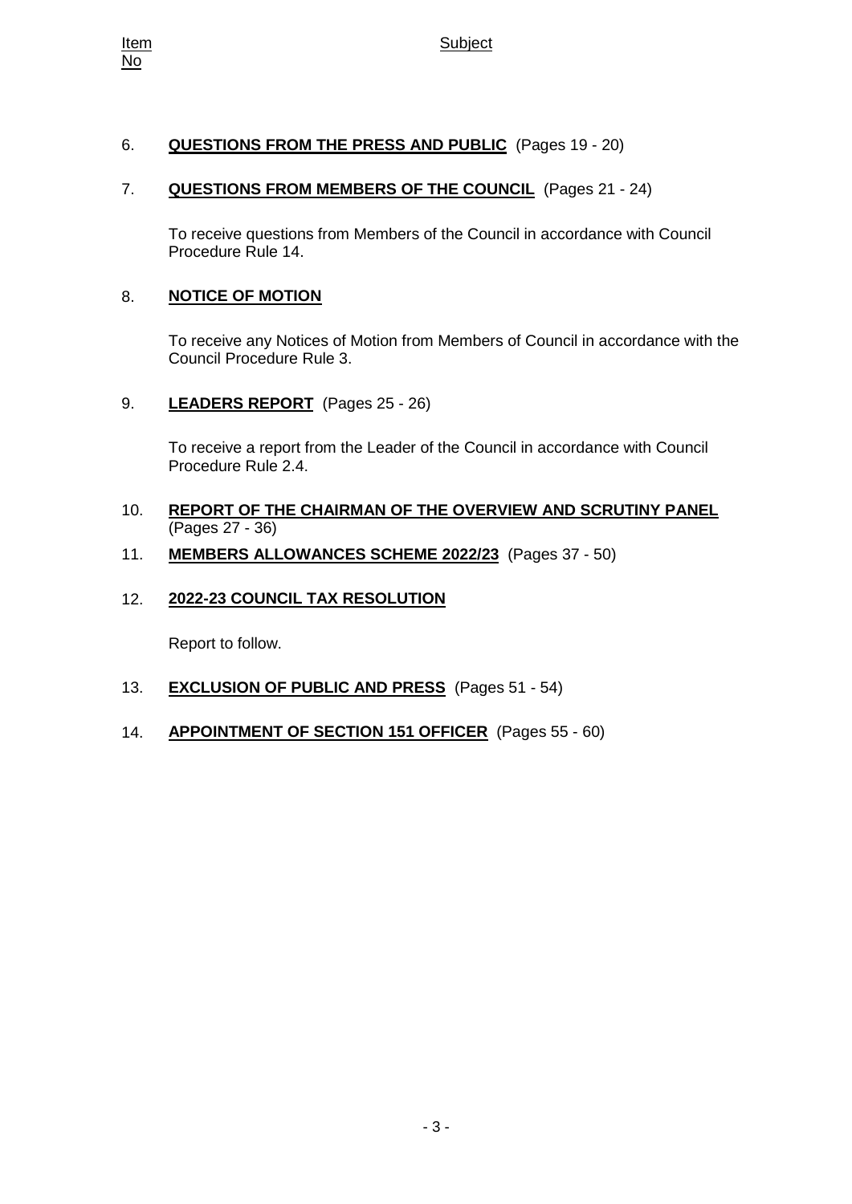| Item No | Subject |
|---|---|
| 6. | **QUESTIONS FROM THE PRESS AND PUBLIC** (Pages 19 - 20) |
| 7. | **QUESTIONS FROM MEMBERS OF THE COUNCIL** (Pages 21 - 24)<br><br>To receive questions from Members of the Council in accordance with Council Procedure Rule 14. |
| 8. | **NOTICE OF MOTION**<br><br>To receive any Notices of Motion from Members of Council in accordance with the Council Procedure Rule 3. |
| 9. | **LEADERS REPORT** (Pages 25 - 26)<br><br>To receive a report from the Leader of the Council in accordance with Council Procedure Rule 2.4. |
| 10. | **REPORT OF THE CHAIRMAN OF THE OVERVIEW AND SCRUTINY PANEL** (Pages 27 - 36) |
| 11. | **MEMBERS ALLOWANCES SCHEME 2022/23** (Pages 37 - 50) |
| 12. | **2022-23 COUNCIL TAX RESOLUTION**<br><br>Report to follow. |
| 13. | **EXCLUSION OF PUBLIC AND PRESS** (Pages 51 - 54) |
| 14. | **APPOINTMENT OF SECTION 151 OFFICER** (Pages 55 - 60) |